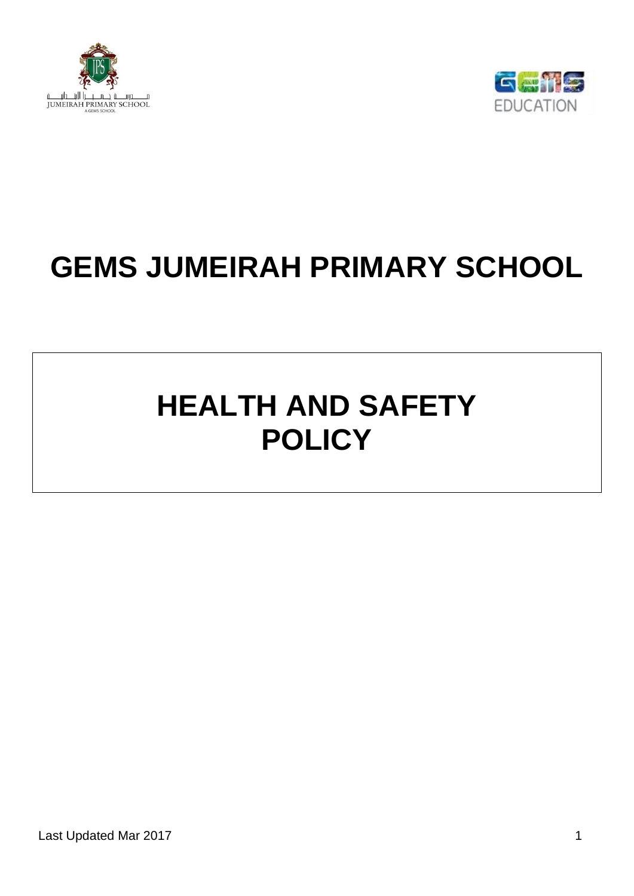# GEMS JUMEIRAH PRIMARY SCHOOL

# HEALTH AND SAFETY POLICY

Last Updated Mar 2017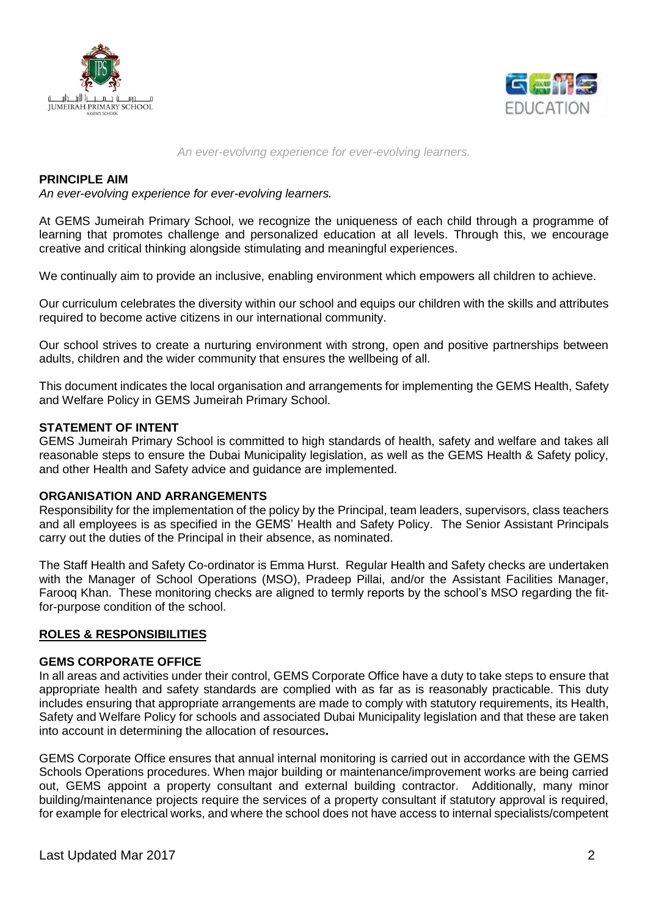*An ever-evolving experience for ever-evolving learners.*

**PRINCIPLE AIM**

*An ever-evolving experience for ever-evolving learners.*

At GEMS Jumeirah Primary School, we recognize the uniqueness of each child through a programme of learning that promotes challenge and personalized education at all levels. Through this, we encourage creative and critical thinking alongside stimulating and meaningful experiences.

We continually aim to provide an inclusive, enabling environment which empowers all children to achieve.

Our curriculum celebrates the diversity within our school and equips our children with the skills and attributes required to become active citizens in our international community.

Our school strives to create a nurturing environment with strong, open and positive partnerships between adults, children and the wider community that ensures the wellbeing of all.

This document indicates the local organisation and arrangements for implementing the GEMS Health, Safety and Welfare Policy in GEMS Jumeirah Primary School.

**STATEMENT OF INTENT**

GEMS Jumeirah Primary School is committed to high standards of health, safety and welfare and takes all reasonable steps to ensure the Dubai Municipality legislation, as well as the GEMS Health & Safety policy, and other Health and Safety advice and guidance are implemented.

**ORGANISATION AND ARRANGEMENTS**

Responsibility for the implementation of the policy by the Principal, team leaders, supervisors, class teachers and all employees is as specified in the GEMS' Health and Safety Policy. The Senior Assistant Principals carry out the duties of the Principal in their absence, as nominated.

The Staff Health and Safety Co-ordinator is Emma Hurst. Regular Health and Safety checks are undertaken with the Manager of School Operations (MSO), Pradeep Pillai, and/or the Assistant Facilities Manager, Farooq Khan. These monitoring checks are aligned to termly reports by the school's MSO regarding the fit-for-purpose condition of the school.

**ROLES & RESPONSIBILITIES**

**GEMS CORPORATE OFFICE**

In all areas and activities under their control, GEMS Corporate Office have a duty to take steps to ensure that appropriate health and safety standards are complied with as far as is reasonably practicable. This duty includes ensuring that appropriate arrangements are made to comply with statutory requirements, its Health, Safety and Welfare Policy for schools and associated Dubai Municipality legislation and that these are taken into account in determining the allocation of resources**.**

GEMS Corporate Office ensures that annual internal monitoring is carried out in accordance with the GEMS Schools Operations procedures. When major building or maintenance/improvement works are being carried out, GEMS appoint a property consultant and external building contractor. Additionally, many minor building/maintenance projects require the services of a property consultant if statutory approval is required, for example for electrical works, and where the school does not have access to internal specialists/competent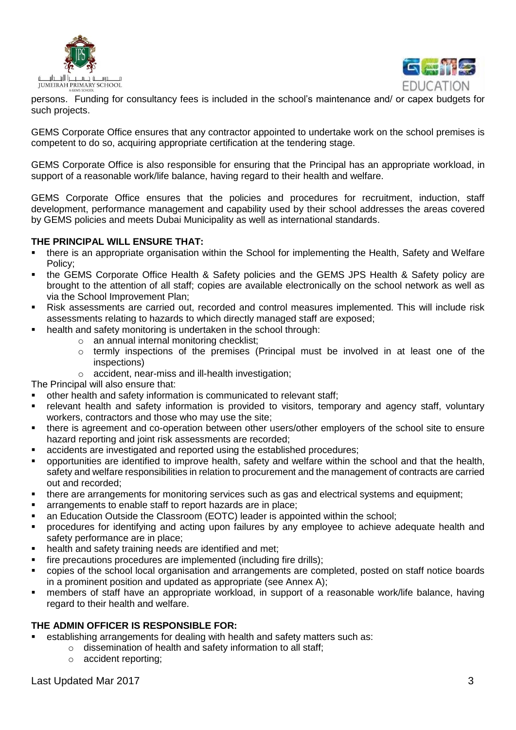persons. Funding for consultancy fees is included in the school's maintenance and/ or capex budgets for such projects.

GEMS Corporate Office ensures that any contractor appointed to undertake work on the school premises is competent to do so, acquiring appropriate certification at the tendering stage.

GEMS Corporate Office is also responsible for ensuring that the Principal has an appropriate workload, in support of a reasonable work/life balance, having regard to their health and welfare.

GEMS Corporate Office ensures that the policies and procedures for recruitment, induction, staff development, performance management and capability used by their school addresses the areas covered by GEMS policies and meets Dubai Municipality as well as international standards.

**THE PRINCIPAL WILL ENSURE THAT:**

- there is an appropriate organisation within the School for implementing the Health, Safety and Welfare Policy;
- the GEMS Corporate Office Health & Safety policies and the GEMS JPS Health & Safety policy are brought to the attention of all staff; copies are available electronically on the school network as well as via the School Improvement Plan;
- Risk assessments are carried out, recorded and control measures implemented. This will include risk assessments relating to hazards to which directly managed staff are exposed;
- health and safety monitoring is undertaken in the school through:
  - an annual internal monitoring checklist;
  - termly inspections of the premises (Principal must be involved in at least one of the inspections)
  - accident, near-miss and ill-health investigation;

The Principal will also ensure that:

- other health and safety information is communicated to relevant staff;
- relevant health and safety information is provided to visitors, temporary and agency staff, voluntary workers, contractors and those who may use the site;
- there is agreement and co-operation between other users/other employers of the school site to ensure hazard reporting and joint risk assessments are recorded;
- accidents are investigated and reported using the established procedures;
- opportunities are identified to improve health, safety and welfare within the school and that the health, safety and welfare responsibilities in relation to procurement and the management of contracts are carried out and recorded;
- there are arrangements for monitoring services such as gas and electrical systems and equipment;
- arrangements to enable staff to report hazards are in place;
- an Education Outside the Classroom (EOTC) leader is appointed within the school;
- procedures for identifying and acting upon failures by any employee to achieve adequate health and safety performance are in place;
- health and safety training needs are identified and met;
- fire precautions procedures are implemented (including fire drills);
- copies of the school local organisation and arrangements are completed, posted on staff notice boards in a prominent position and updated as appropriate (see Annex A);
- members of staff have an appropriate workload, in support of a reasonable work/life balance, having regard to their health and welfare.

**THE ADMIN OFFICER IS RESPONSIBLE FOR:**

- establishing arrangements for dealing with health and safety matters such as:
  - dissemination of health and safety information to all staff;
  - accident reporting;

Last Updated Mar 2017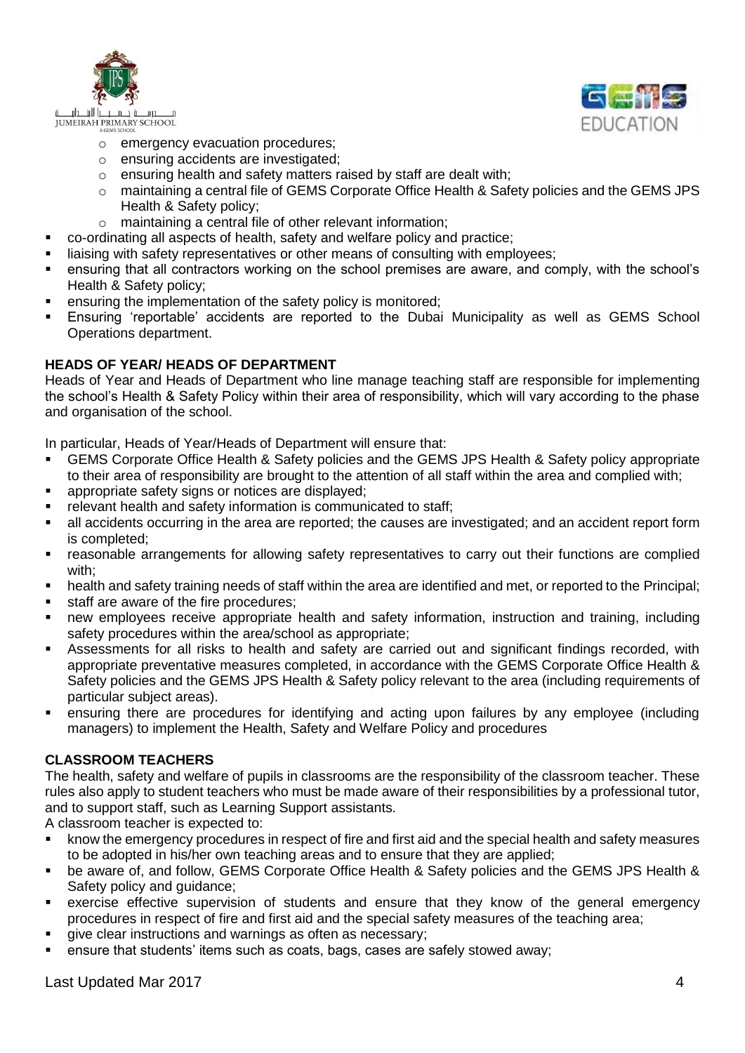- emergency evacuation procedures;
  - ensuring accidents are investigated;
  - ensuring health and safety matters raised by staff are dealt with;
  - maintaining a central file of GEMS Corporate Office Health & Safety policies and the GEMS JPS Health & Safety policy;
  - maintaining a central file of other relevant information;
- co-ordinating all aspects of health, safety and welfare policy and practice;
- liaising with safety representatives or other means of consulting with employees;
- ensuring that all contractors working on the school premises are aware, and comply, with the school's Health & Safety policy;
- ensuring the implementation of the safety policy is monitored;
- Ensuring 'reportable' accidents are reported to the Dubai Municipality as well as GEMS School Operations department.

**HEADS OF YEAR/ HEADS OF DEPARTMENT**

Heads of Year and Heads of Department who line manage teaching staff are responsible for implementing the school's Health & Safety Policy within their area of responsibility, which will vary according to the phase and organisation of the school.

In particular, Heads of Year/Heads of Department will ensure that:

- GEMS Corporate Office Health & Safety policies and the GEMS JPS Health & Safety policy appropriate to their area of responsibility are brought to the attention of all staff within the area and complied with;
- appropriate safety signs or notices are displayed;
- relevant health and safety information is communicated to staff;
- all accidents occurring in the area are reported; the causes are investigated; and an accident report form is completed;
- reasonable arrangements for allowing safety representatives to carry out their functions are complied with;
- health and safety training needs of staff within the area are identified and met, or reported to the Principal;
- staff are aware of the fire procedures;
- new employees receive appropriate health and safety information, instruction and training, including safety procedures within the area/school as appropriate;
- Assessments for all risks to health and safety are carried out and significant findings recorded, with appropriate preventative measures completed, in accordance with the GEMS Corporate Office Health & Safety policies and the GEMS JPS Health & Safety policy relevant to the area (including requirements of particular subject areas).
- ensuring there are procedures for identifying and acting upon failures by any employee (including managers) to implement the Health, Safety and Welfare Policy and procedures

**CLASSROOM TEACHERS**

The health, safety and welfare of pupils in classrooms are the responsibility of the classroom teacher. These rules also apply to student teachers who must be made aware of their responsibilities by a professional tutor, and to support staff, such as Learning Support assistants.

A classroom teacher is expected to:

- know the emergency procedures in respect of fire and first aid and the special health and safety measures to be adopted in his/her own teaching areas and to ensure that they are applied;
- be aware of, and follow, GEMS Corporate Office Health & Safety policies and the GEMS JPS Health & Safety policy and guidance;
- exercise effective supervision of students and ensure that they know of the general emergency procedures in respect of fire and first aid and the special safety measures of the teaching area;
- give clear instructions and warnings as often as necessary;
- ensure that students' items such as coats, bags, cases are safely stowed away;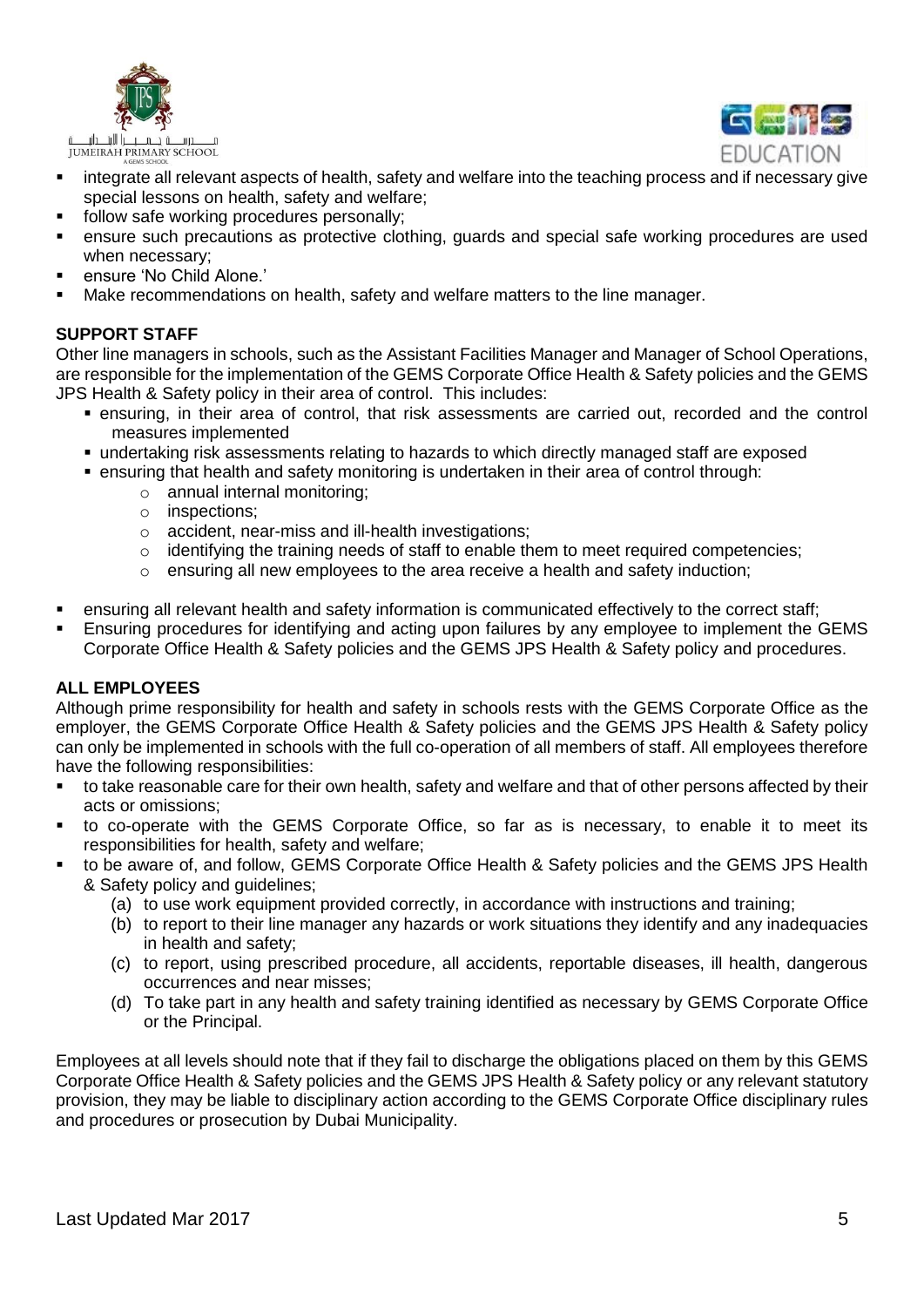- integrate all relevant aspects of health, safety and welfare into the teaching process and if necessary give special lessons on health, safety and welfare;
- follow safe working procedures personally;
- ensure such precautions as protective clothing, guards and special safe working procedures are used when necessary;
- ensure 'No Child Alone.'
- Make recommendations on health, safety and welfare matters to the line manager.

**SUPPORT STAFF**

Other line managers in schools, such as the Assistant Facilities Manager and Manager of School Operations, are responsible for the implementation of the GEMS Corporate Office Health & Safety policies and the GEMS JPS Health & Safety policy in their area of control. This includes:

- ensuring, in their area of control, that risk assessments are carried out, recorded and the control measures implemented
- undertaking risk assessments relating to hazards to which directly managed staff are exposed
- ensuring that health and safety monitoring is undertaken in their area of control through:
  - annual internal monitoring;
  - inspections;
  - accident, near-miss and ill-health investigations;
  - identifying the training needs of staff to enable them to meet required competencies;
  - ensuring all new employees to the area receive a health and safety induction;
- ensuring all relevant health and safety information is communicated effectively to the correct staff;
- Ensuring procedures for identifying and acting upon failures by any employee to implement the GEMS Corporate Office Health & Safety policies and the GEMS JPS Health & Safety policy and procedures.

**ALL EMPLOYEES**

Although prime responsibility for health and safety in schools rests with the GEMS Corporate Office as the employer, the GEMS Corporate Office Health & Safety policies and the GEMS JPS Health & Safety policy can only be implemented in schools with the full co-operation of all members of staff. All employees therefore have the following responsibilities:

- to take reasonable care for their own health, safety and welfare and that of other persons affected by their acts or omissions;
- to co-operate with the GEMS Corporate Office, so far as is necessary, to enable it to meet its responsibilities for health, safety and welfare;
- to be aware of, and follow, GEMS Corporate Office Health & Safety policies and the GEMS JPS Health & Safety policy and guidelines;
  - (a) to use work equipment provided correctly, in accordance with instructions and training;
  - (b) to report to their line manager any hazards or work situations they identify and any inadequacies in health and safety;
  - (c) to report, using prescribed procedure, all accidents, reportable diseases, ill health, dangerous occurrences and near misses;
  - (d) To take part in any health and safety training identified as necessary by GEMS Corporate Office or the Principal.

Employees at all levels should note that if they fail to discharge the obligations placed on them by this GEMS Corporate Office Health & Safety policies and the GEMS JPS Health & Safety policy or any relevant statutory provision, they may be liable to disciplinary action according to the GEMS Corporate Office disciplinary rules and procedures or prosecution by Dubai Municipality.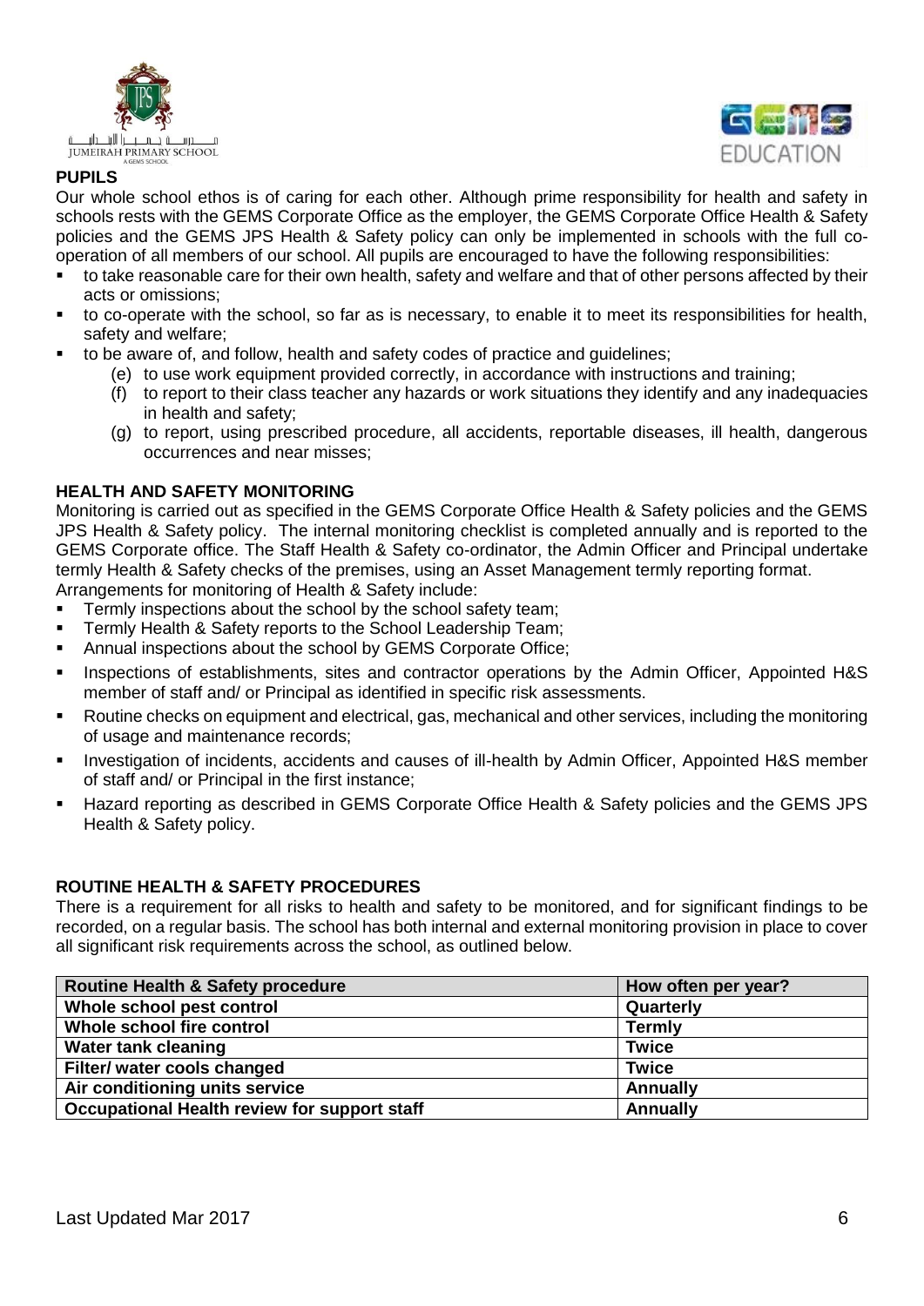## PUPILS

Our whole school ethos is of caring for each other. Although prime responsibility for health and safety in schools rests with the GEMS Corporate Office as the employer, the GEMS Corporate Office Health & Safety policies and the GEMS JPS Health & Safety policy can only be implemented in schools with the full co-operation of all members of our school. All pupils are encouraged to have the following responsibilities:

- to take reasonable care for their own health, safety and welfare and that of other persons affected by their acts or omissions;
- to co-operate with the school, so far as is necessary, to enable it to meet its responsibilities for health, safety and welfare;
- to be aware of, and follow, health and safety codes of practice and guidelines;
  - (e) to use work equipment provided correctly, in accordance with instructions and training;
  - (f) to report to their class teacher any hazards or work situations they identify and any inadequacies in health and safety;
  - (g) to report, using prescribed procedure, all accidents, reportable diseases, ill health, dangerous occurrences and near misses;

## HEALTH AND SAFETY MONITORING

Monitoring is carried out as specified in the GEMS Corporate Office Health & Safety policies and the GEMS JPS Health & Safety policy. The internal monitoring checklist is completed annually and is reported to the GEMS Corporate office. The Staff Health & Safety co-ordinator, the Admin Officer and Principal undertake termly Health & Safety checks of the premises, using an Asset Management termly reporting format.

Arrangements for monitoring of Health & Safety include:

- Termly inspections about the school by the school safety team;
- Termly Health & Safety reports to the School Leadership Team;
- Annual inspections about the school by GEMS Corporate Office;
- Inspections of establishments, sites and contractor operations by the Admin Officer, Appointed H&S member of staff and/ or Principal as identified in specific risk assessments.
- Routine checks on equipment and electrical, gas, mechanical and other services, including the monitoring of usage and maintenance records;
- Investigation of incidents, accidents and causes of ill-health by Admin Officer, Appointed H&S member of staff and/ or Principal in the first instance;
- Hazard reporting as described in GEMS Corporate Office Health & Safety policies and the GEMS JPS Health & Safety policy.

## ROUTINE HEALTH & SAFETY PROCEDURES

There is a requirement for all risks to health and safety to be monitored, and for significant findings to be recorded, on a regular basis. The school has both internal and external monitoring provision in place to cover all significant risk requirements across the school, as outlined below.

| Routine Health & Safety procedure | How often per year? |
|---|---|
| **Whole school pest control** | **Quarterly** |
| **Whole school fire control** | **Termly** |
| **Water tank cleaning** | **Twice** |
| **Filter/ water cools changed** | **Twice** |
| **Air conditioning units service** | **Annually** |
| **Occupational Health review for support staff** | **Annually** |

Last Updated Mar 2017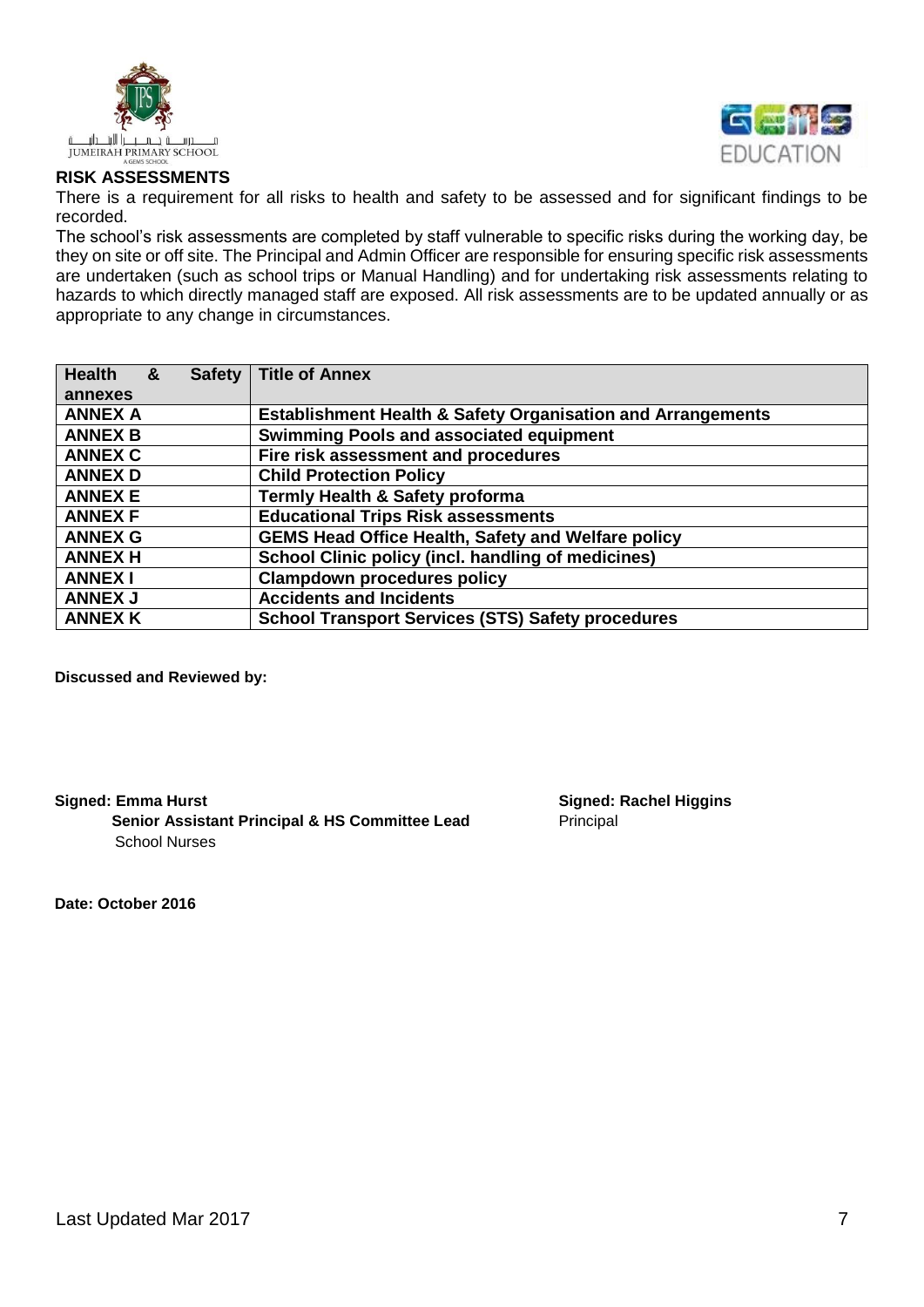## RISK ASSESSMENTS

There is a requirement for all risks to health and safety to be assessed and for significant findings to be recorded.

The school's risk assessments are completed by staff vulnerable to specific risks during the working day, be they on site or off site. The Principal and Admin Officer are responsible for ensuring specific risk assessments are undertaken (such as school trips or Manual Handling) and for undertaking risk assessments relating to hazards to which directly managed staff are exposed. All risk assessments are to be updated annually or as appropriate to any change in circumstances.

| Health & Safety annexes | Title of Annex |
|---|---|
| **ANNEX A** | **Establishment Health & Safety Organisation and Arrangements** |
| **ANNEX B** | **Swimming Pools and associated equipment** |
| **ANNEX C** | **Fire risk assessment and procedures** |
| **ANNEX D** | **Child Protection Policy** |
| **ANNEX E** | **Termly Health & Safety proforma** |
| **ANNEX F** | **Educational Trips Risk assessments** |
| **ANNEX G** | **GEMS Head Office Health, Safety and Welfare policy** |
| **ANNEX H** | **School Clinic policy (incl. handling of medicines)** |
| **ANNEX I** | **Clampdown procedures policy** |
| **ANNEX J** | **Accidents and Incidents** |
| **ANNEX K** | **School Transport Services (STS) Safety procedures** |

**Discussed and Reviewed by:**

**Signed: Emma Hurst**
**Senior Assistant Principal & HS Committee Lead**
School Nurses

**Signed: Rachel Higgins**
Principal

**Date: October 2016**

Last Updated Mar 2017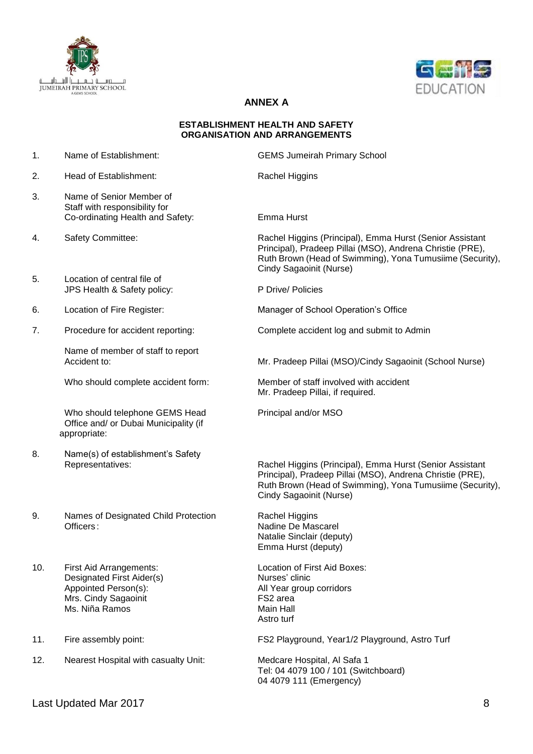## ANNEX A

### ESTABLISHMENT HEALTH AND SAFETY ORGANISATION AND ARRANGEMENTS

| | | |
|---|---|---|
| 1. | Name of Establishment: | GEMS Jumeirah Primary School |
| 2. | Head of Establishment: | Rachel Higgins |
| 3. | Name of Senior Member of Staff with responsibility for Co-ordinating Health and Safety: | Emma Hurst |
| 4. | Safety Committee: | Rachel Higgins (Principal), Emma Hurst (Senior Assistant Principal), Pradeep Pillai (MSO), Andrena Christie (PRE), Ruth Brown (Head of Swimming), Yona Tumusiime (Security), Cindy Sagaoinit (Nurse) |
| 5. | Location of central file of JPS Health & Safety policy: | P Drive/ Policies |
| 6. | Location of Fire Register: | Manager of School Operation's Office |
| 7. | Procedure for accident reporting: | Complete accident log and submit to Admin |
| | Name of member of staff to report Accident to: | Mr. Pradeep Pillai (MSO)/Cindy Sagaoinit (School Nurse) |
| | Who should complete accident form: | Member of staff involved with accident<br>Mr. Pradeep Pillai, if required. |
| | Who should telephone GEMS Head Office and/ or Dubai Municipality (if appropriate: | Principal and/or MSO |
| 8. | Name(s) of establishment's Safety Representatives: | Rachel Higgins (Principal), Emma Hurst (Senior Assistant Principal), Pradeep Pillai (MSO), Andrena Christie (PRE), Ruth Brown (Head of Swimming), Yona Tumusiime (Security), Cindy Sagaoinit (Nurse) |
| 9. | Names of Designated Child Protection Officers: | Rachel Higgins<br>Nadine De Mascarel<br>Natalie Sinclair (deputy)<br>Emma Hurst (deputy) |
| 10. | First Aid Arrangements:<br>Designated First Aider(s)<br>Appointed Person(s):<br>Mrs. Cindy Sagaoinit<br>Ms. Niña Ramos | Location of First Aid Boxes:<br>Nurses' clinic<br>All Year group corridors<br>FS2 area<br>Main Hall<br>Astro turf |
| 11. | Fire assembly point: | FS2 Playground, Year1/2 Playground, Astro Turf |
| 12. | Nearest Hospital with casualty Unit: | Medcare Hospital, Al Safa 1<br>Tel: 04 4079 100 / 101 (Switchboard)<br>04 4079 111 (Emergency) |

Last Updated Mar 2017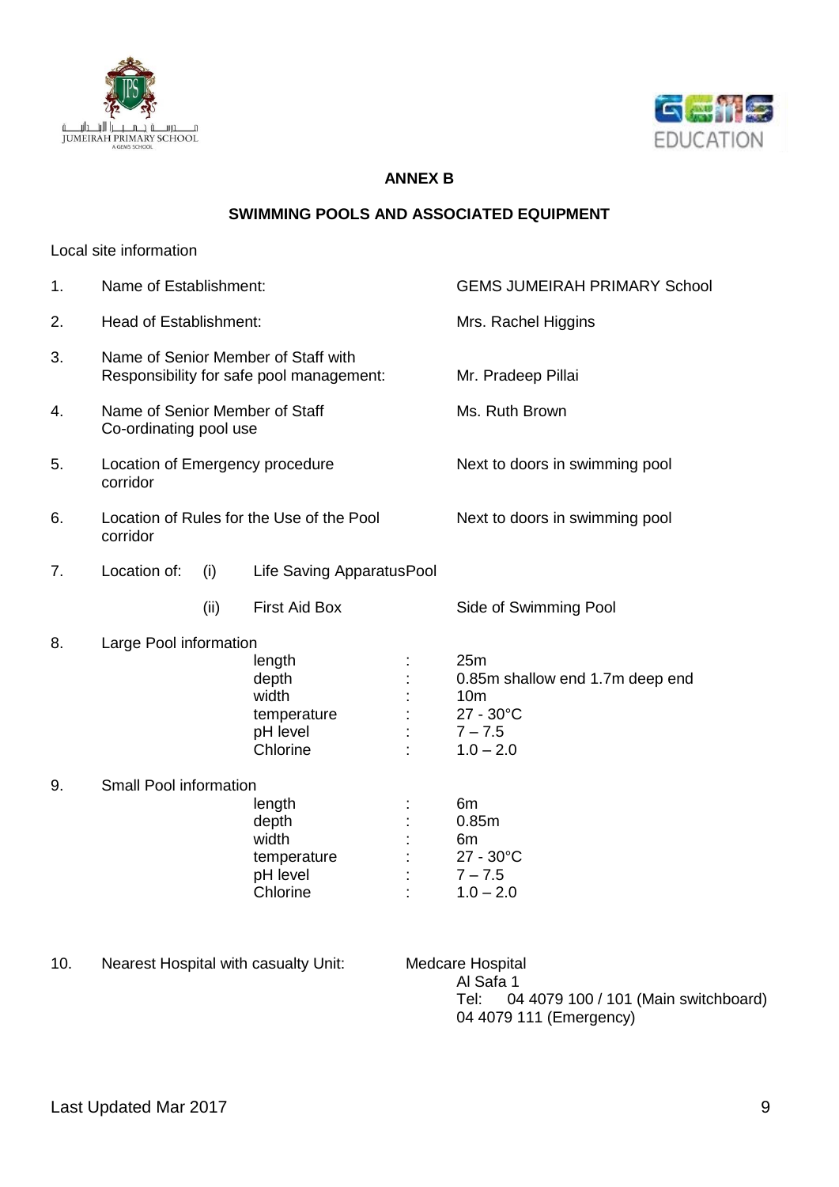**ANNEX B**

**SWIMMING POOLS AND ASSOCIATED EQUIPMENT**

Local site information

| | | |
|---|---|---|
| 1. | Name of Establishment: | GEMS JUMEIRAH PRIMARY School |
| 2. | Head of Establishment: | Mrs. Rachel Higgins |
| 3. | Name of Senior Member of Staff with Responsibility for safe pool management: | Mr. Pradeep Pillai |
| 4. | Name of Senior Member of Staff Co-ordinating pool use | Ms. Ruth Brown |
| 5. | Location of Emergency procedure corridor | Next to doors in swimming pool |
| 6. | Location of Rules for the Use of the Pool corridor | Next to doors in swimming pool |
| 7. | Location of: (i) Life Saving ApparatusPool | |
| | (ii) First Aid Box | Side of Swimming Pool |

8. Large Pool information

| | | |
|---|---|---|
| length | : | 25m |
| depth | : | 0.85m shallow end 1.7m deep end |
| width | : | 10m |
| temperature | : | 27 - 30°C |
| pH level | : | 7 – 7.5 |
| Chlorine | : | 1.0 – 2.0 |

9. Small Pool information

| | | |
|---|---|---|
| length | : | 6m |
| depth | : | 0.85m |
| width | : | 6m |
| temperature | : | 27 - 30°C |
| pH level | : | 7 – 7.5 |
| Chlorine | : | 1.0 – 2.0 |

10. Nearest Hospital with casualty Unit: Medcare Hospital
Al Safa 1
Tel: 04 4079 100 / 101 (Main switchboard)
04 4079 111 (Emergency)

Last Updated Mar 2017